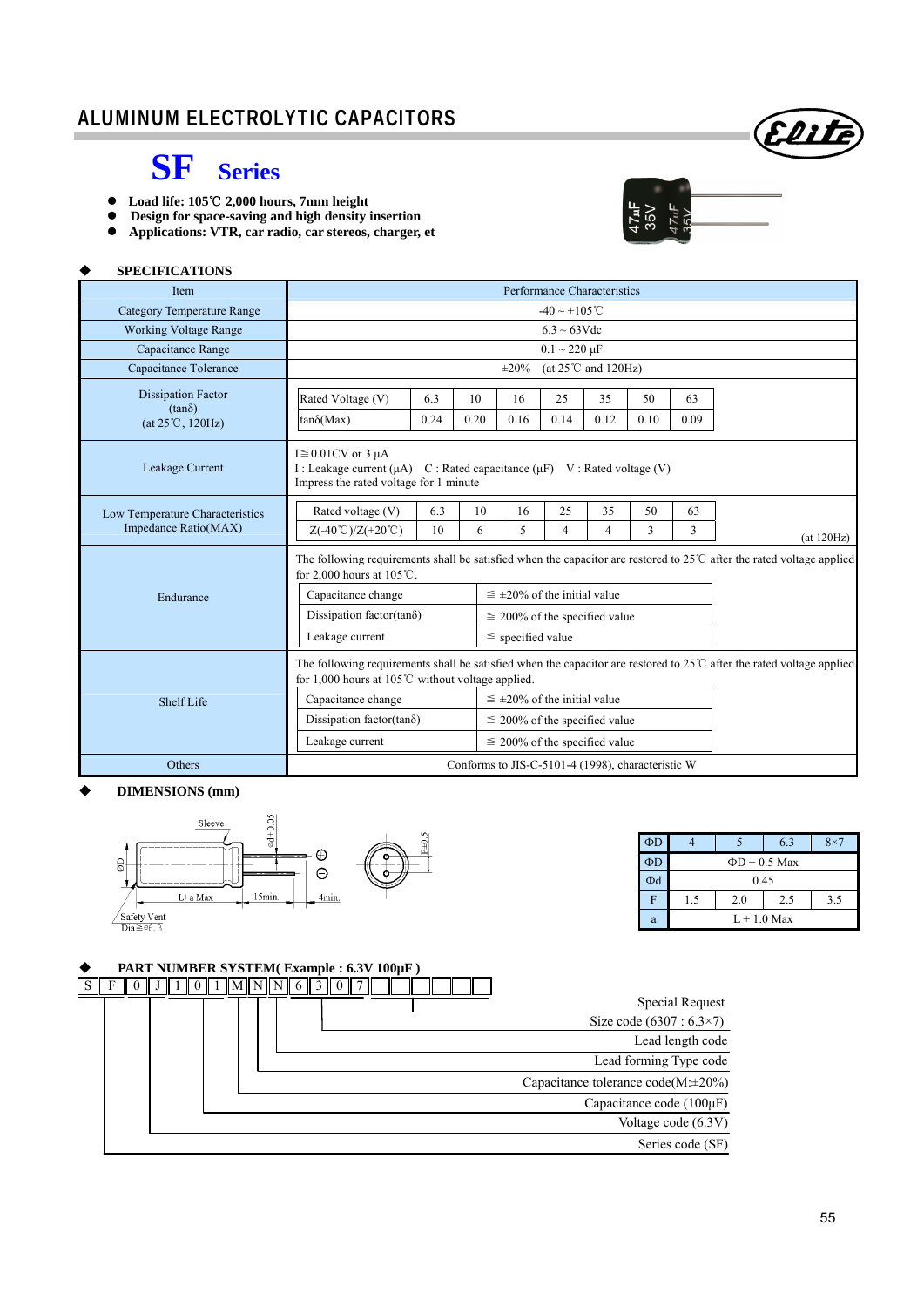# ALUMINUM ELECTROLYTIC CAPACITORS

## SF Series

- **Load life: 105℃ 2,000 hours, 7mm height**
- **Design for space-saving and high density insertion**
- **Applications: VTR, car radio, car stereos, charger, et**

### ◆ SPECIFICATIONS

| Item | Performance Characteristics |
|---|---|
| Category Temperature Range | -40 ~ +105℃ |
| Working Voltage Range | 6.3 ~ 63Vdc |
| Capacitance Range | 0.1 ~ 220 μF |
| Capacitance Tolerance | ±20% (at 25℃ and 120Hz) |
| Dissipation Factor (tanδ) (at 25℃, 120Hz) | Rated Voltage (V): 6.3 / 10 / 16 / 25 / 35 / 50 / 63<br>tanδ(Max): 0.24 / 0.20 / 0.16 / 0.14 / 0.12 / 0.10 / 0.09 |
| Leakage Current | I≦0.01CV or 3 μA<br>I : Leakage current (μA) C : Rated capacitance (μF) V : Rated voltage (V)<br>Impress the rated voltage for 1 minute |
| Low Temperature Characteristics Impedance Ratio(MAX) | Rated voltage (V): 6.3 / 10 / 16 / 25 / 35 / 50 / 63<br>Z(-40℃)/Z(+20℃): 10 / 6 / 5 / 4 / 4 / 3 / 3<br>(at 120Hz) |
| Endurance | The following requirements shall be satisfied when the capacitor are restored to 25℃ after the rated voltage applied for 2,000 hours at 105℃.<br>Capacitance change: ≦ ±20% of the initial value<br>Dissipation factor(tanδ): ≦ 200% of the specified value<br>Leakage current: ≦ specified value |
| Shelf Life | The following requirements shall be satisfied when the capacitor are restored to 25℃ after the rated voltage applied for 1,000 hours at 105℃ without voltage applied.<br>Capacitance change: ≦ ±20% of the initial value<br>Dissipation factor(tanδ): ≦ 200% of the specified value<br>Leakage current: ≦ 200% of the specified value |
| Others | Conforms to JIS-C-5101-4 (1998), characteristic W |

### ◆ DIMENSIONS (mm)

Sleeve, ΦD, Φd±0.05, L+a Max, 15min., 4min., F±0.5, Safety Vent Dia≧Φ6.3

| ΦD | 4 | 5 | 6.3 | 8×7 |
|---|---|---|---|---|
| ΦD | ΦD + 0.5 Max | | | |
| Φd | 0.45 | | | |
| F | 1.5 | 2.0 | 2.5 | 3.5 |
| a | L + 1.0 Max | | | |

### ◆ PART NUMBER SYSTEM( Example : 6.3V 100μF )

S F 0 J 1 0 1 M N N 6 3 0 7 □ □ □ □ □ □

- Special Request
- Size code (6307 : 6.3×7)
- Lead length code
- Lead forming Type code
- Capacitance tolerance code(M:±20%)
- Capacitance code (100μF)
- Voltage code (6.3V)
- Series code (SF)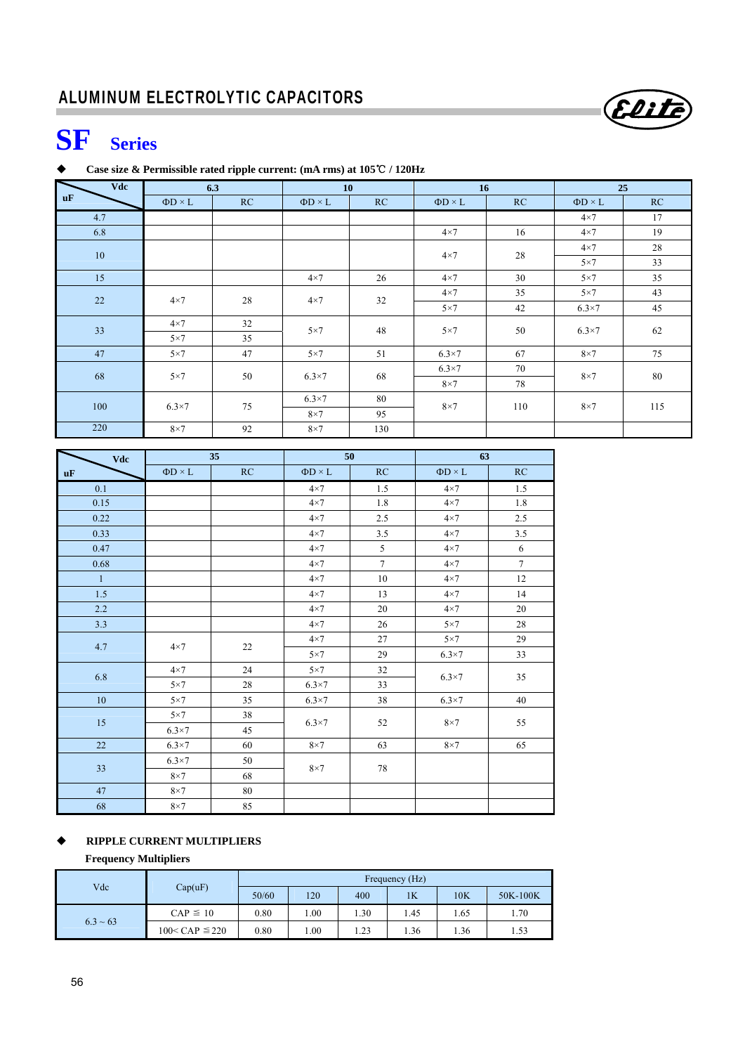## ALUMINUM ELECTROLYTIC CAPACITORS

# SF Series

◆ **Case size & Permissible rated ripple current: (mA rms) at 105℃ / 120Hz**

| Vdc / uF | 6.3 | | 10 | | 16 | | 25 | |
|---|---|---|---|---|---|---|---|---|
| | ΦD × L | RC | ΦD × L | RC | ΦD × L | RC | ΦD × L | RC |
| 4.7 | | | | | | | 4×7 | 17 |
| 6.8 | | | | | 4×7 | 16 | 4×7 | 19 |
| 10 | | | | | 4×7 | 28 | 4×7 | 28 |
| | | | | | | | 5×7 | 33 |
| 15 | | | 4×7 | 26 | 4×7 | 30 | 5×7 | 35 |
| 22 | 4×7 | 28 | 4×7 | 32 | 4×7 | 35 | 5×7 | 43 |
| | | | | | 5×7 | 42 | 6.3×7 | 45 |
| 33 | 4×7 | 32 | 5×7 | 48 | 5×7 | 50 | 6.3×7 | 62 |
| | 5×7 | 35 | | | | | | |
| 47 | 5×7 | 47 | 5×7 | 51 | 6.3×7 | 67 | 8×7 | 75 |
| 68 | 5×7 | 50 | 6.3×7 | 68 | 6.3×7 | 70 | 8×7 | 80 |
| | | | | | 8×7 | 78 | | |
| 100 | 6.3×7 | 75 | 6.3×7 | 80 | 8×7 | 110 | 8×7 | 115 |
| | | | 8×7 | 95 | | | | |
| 220 | 8×7 | 92 | 8×7 | 130 | | | | |

| Vdc / uF | 35 | | 50 | | 63 | |
|---|---|---|---|---|---|---|
| | ΦD × L | RC | ΦD × L | RC | ΦD × L | RC |
| 0.1 | | | 4×7 | 1.5 | 4×7 | 1.5 |
| 0.15 | | | 4×7 | 1.8 | 4×7 | 1.8 |
| 0.22 | | | 4×7 | 2.5 | 4×7 | 2.5 |
| 0.33 | | | 4×7 | 3.5 | 4×7 | 3.5 |
| 0.47 | | | 4×7 | 5 | 4×7 | 6 |
| 0.68 | | | 4×7 | 7 | 4×7 | 7 |
| 1 | | | 4×7 | 10 | 4×7 | 12 |
| 1.5 | | | 4×7 | 13 | 4×7 | 14 |
| 2.2 | | | 4×7 | 20 | 4×7 | 20 |
| 3.3 | | | 4×7 | 26 | 5×7 | 28 |
| 4.7 | 4×7 | 22 | 4×7 | 27 | 5×7 | 29 |
| | | | 5×7 | 29 | 6.3×7 | 33 |
| 6.8 | 4×7 | 24 | 5×7 | 32 | 6.3×7 | 35 |
| | 5×7 | 28 | 6.3×7 | 33 | | |
| 10 | 5×7 | 35 | 6.3×7 | 38 | 6.3×7 | 40 |
| 15 | 5×7 | 38 | 6.3×7 | 52 | 8×7 | 55 |
| | 6.3×7 | 45 | | | | |
| 22 | 6.3×7 | 60 | 8×7 | 63 | 8×7 | 65 |
| 33 | 6.3×7 | 50 | 8×7 | 78 | | |
| | 8×7 | 68 | | | | |
| 47 | 8×7 | 80 | | | | |
| 68 | 8×7 | 85 | | | | |

◆ **RIPPLE CURRENT MULTIPLIERS**

**Frequency Multipliers**

| Vdc | Cap(uF) | Frequency (Hz) | | | | | |
|---|---|---|---|---|---|---|---|
| | | 50/60 | 120 | 400 | 1K | 10K | 50K-100K |
| 6.3 ~ 63 | CAP ≦ 10 | 0.80 | 1.00 | 1.30 | 1.45 | 1.65 | 1.70 |
| | 100< CAP ≦220 | 0.80 | 1.00 | 1.23 | 1.36 | 1.36 | 1.53 |